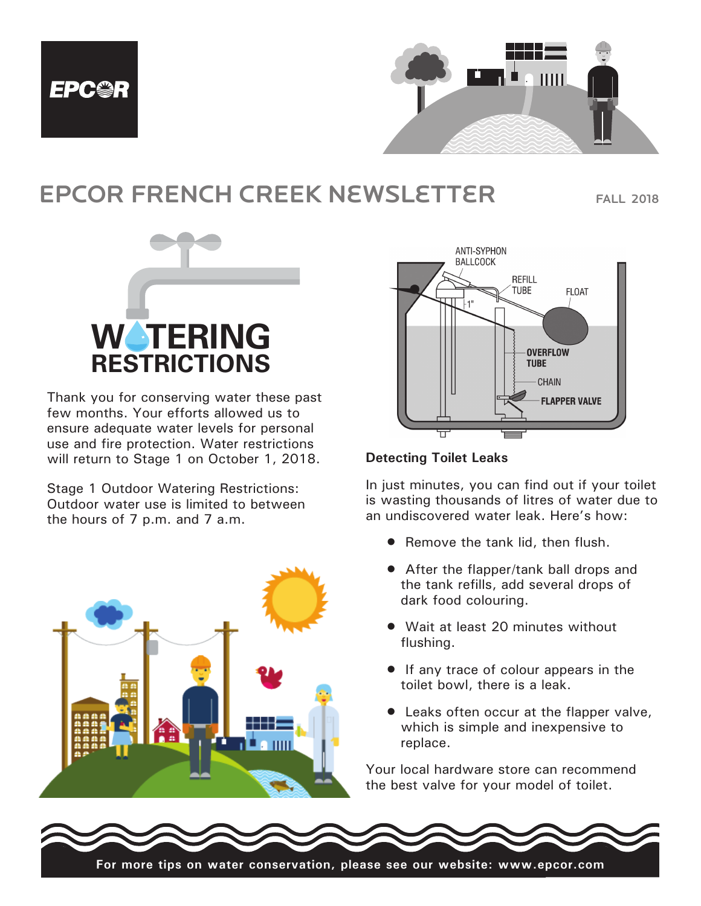# EPCOR FRENCH CREEK NEWSLETTER

FALL 2018

## WATERING RESTRICTIONS

Thank you for conserving water these past few months. Your efforts allowed us to ensure adequate water levels for personal use and fire protection. Water restrictions will return to Stage 1 on October 1, 2018.

Stage 1 Outdoor Watering Restrictions: Outdoor water use is limited to between the hours of 7 p.m. and 7 a.m.

ANTI-SYPHON BALLCOCK
REFILL TUBE
FLOAT
1"
OVERFLOW TUBE
CHAIN
FLAPPER VALVE

### Detecting Toilet Leaks

In just minutes, you can find out if your toilet is wasting thousands of litres of water due to an undiscovered water leak. Here's how:

- Remove the tank lid, then flush.
- After the flapper/tank ball drops and the tank refills, add several drops of dark food colouring.
- Wait at least 20 minutes without flushing.
- If any trace of colour appears in the toilet bowl, there is a leak.
- Leaks often occur at the flapper valve, which is simple and inexpensive to replace.

Your local hardware store can recommend the best valve for your model of toilet.

**For more tips on water conservation, please see our website: www.epcor.com**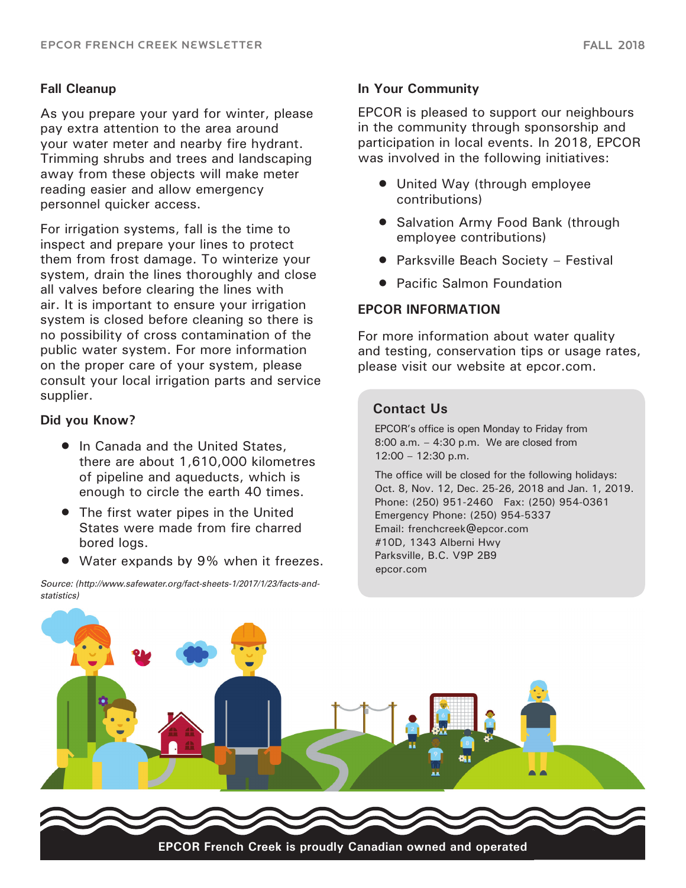## Fall Cleanup

As you prepare your yard for winter, please pay extra attention to the area around your water meter and nearby fire hydrant. Trimming shrubs and trees and landscaping away from these objects will make meter reading easier and allow emergency personnel quicker access.

For irrigation systems, fall is the time to inspect and prepare your lines to protect them from frost damage. To winterize your system, drain the lines thoroughly and close all valves before clearing the lines with air. It is important to ensure your irrigation system is closed before cleaning so there is no possibility of cross contamination of the public water system. For more information on the proper care of your system, please consult your local irrigation parts and service supplier.

## Did you Know?

- In Canada and the United States, there are about 1,610,000 kilometres of pipeline and aqueducts, which is enough to circle the earth 40 times.
- The first water pipes in the United States were made from fire charred bored logs.
- Water expands by 9% when it freezes.

*Source: (http://www.safewater.org/fact-sheets-1/2017/1/23/facts-and-statistics)*

## In Your Community

EPCOR is pleased to support our neighbours in the community through sponsorship and participation in local events. In 2018, EPCOR was involved in the following initiatives:

- United Way (through employee contributions)
- Salvation Army Food Bank (through employee contributions)
- Parksville Beach Society – Festival
- Pacific Salmon Foundation

## EPCOR INFORMATION

For more information about water quality and testing, conservation tips or usage rates, please visit our website at epcor.com.

## Contact Us

EPCOR's office is open Monday to Friday from 8:00 a.m. – 4:30 p.m. We are closed from 12:00 – 12:30 p.m.

The office will be closed for the following holidays: Oct. 8, Nov. 12, Dec. 25-26, 2018 and Jan. 1, 2019.
Phone: (250) 951-2460 Fax: (250) 954-0361
Emergency Phone: (250) 954-5337
Email: frenchcreek@epcor.com
#10D, 1343 Alberni Hwy
Parksville, B.C. V9P 2B9
epcor.com

**EPCOR French Creek is proudly Canadian owned and operated**